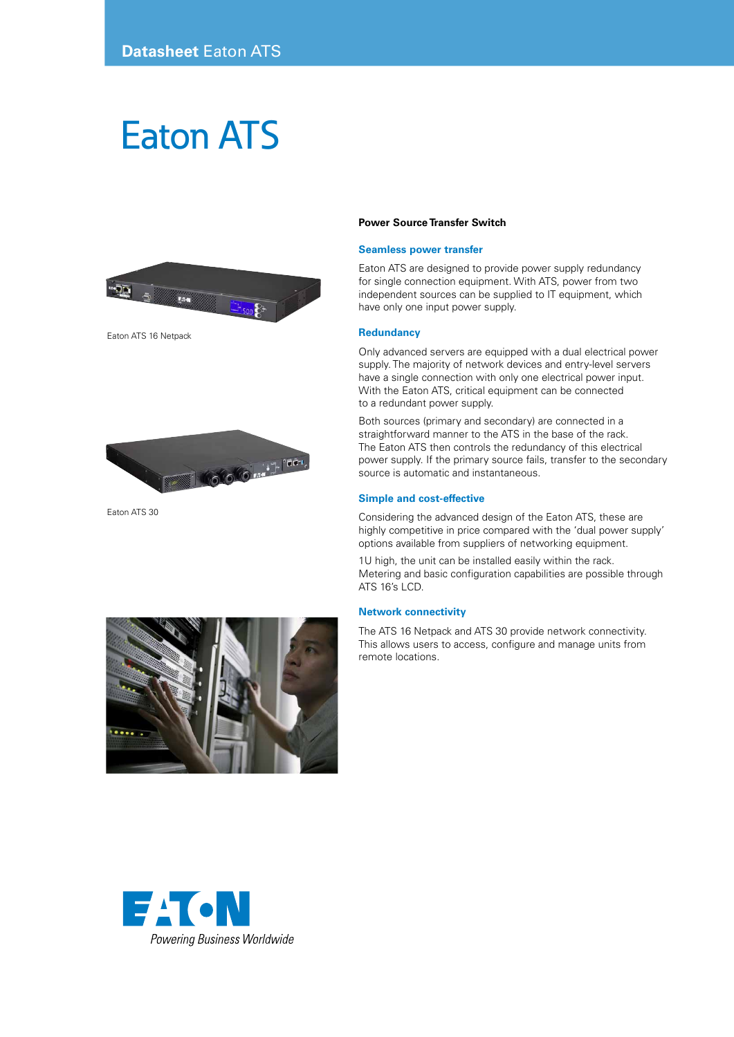# Eaton ATS

Eaton ATS 16 Netpack

Eaton ATS 30

**Power Source Transfer Switch**

### Seamless power transfer

Eaton ATS are designed to provide power supply redundancy for single connection equipment. With ATS, power from two independent sources can be supplied to IT equipment, which have only one input power supply.

### Redundancy

Only advanced servers are equipped with a dual electrical power supply. The majority of network devices and entry-level servers have a single connection with only one electrical power input. With the Eaton ATS, critical equipment can be connected to a redundant power supply.

Both sources (primary and secondary) are connected in a straightforward manner to the ATS in the base of the rack. The Eaton ATS then controls the redundancy of this electrical power supply. If the primary source fails, transfer to the secondary source is automatic and instantaneous.

### Simple and cost-effective

Considering the advanced design of the Eaton ATS, these are highly competitive in price compared with the 'dual power supply' options available from suppliers of networking equipment.

1U high, the unit can be installed easily within the rack. Metering and basic configuration capabilities are possible through ATS 16's LCD.

### Network connectivity

The ATS 16 Netpack and ATS 30 provide network connectivity. This allows users to access, configure and manage units from remote locations.

EATON

*Powering Business Worldwide*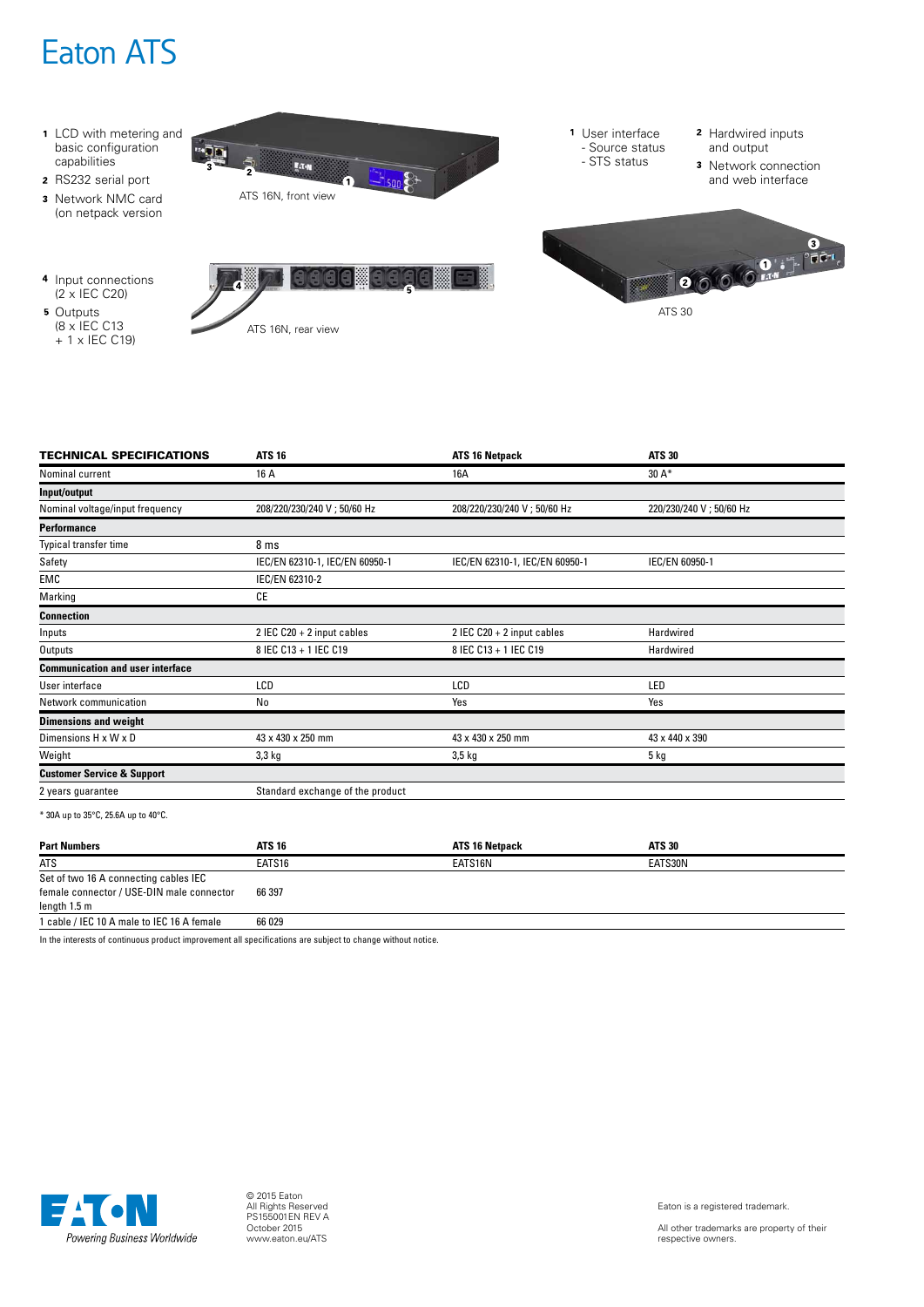# Eaton ATS

1 LCD with metering and basic configuration capabilities
2 RS232 serial port
3 Network NMC card (on netpack version

ATS 16N, front view

4 Input connections (2 x IEC C20)
5 Outputs (8 x IEC C13 + 1 x IEC C19)

ATS 16N, rear view

1 User interface
- Source status
- STS status

2 Hardwired inputs and output
3 Network connection and web interface

ATS 30

| TECHNICAL SPECIFICATIONS | ATS 16 | ATS 16 Netpack | ATS 30 |
|---|---|---|---|
| Nominal current | 16 A | 16A | 30 A* |
| **Input/output** | | | |
| Nominal voltage/input frequency | 208/220/230/240 V ; 50/60 Hz | 208/220/230/240 V ; 50/60 Hz | 220/230/240 V ; 50/60 Hz |
| **Performance** | | | |
| Typical transfer time | 8 ms | | |
| Safety | IEC/EN 62310-1, IEC/EN 60950-1 | IEC/EN 62310-1, IEC/EN 60950-1 | IEC/EN 60950-1 |
| EMC | IEC/EN 62310-2 | | |
| Marking | CE | | |
| **Connection** | | | |
| Inputs | 2 IEC C20 + 2 input cables | 2 IEC C20 + 2 input cables | Hardwired |
| Outputs | 8 IEC C13 + 1 IEC C19 | 8 IEC C13 + 1 IEC C19 | Hardwired |
| **Communication and user interface** | | | |
| User interface | LCD | LCD | LED |
| Network communication | No | Yes | Yes |
| **Dimensions and weight** | | | |
| Dimensions H x W x D | 43 x 430 x 250 mm | 43 x 430 x 250 mm | 43 x 440 x 390 |
| Weight | 3,3 kg | 3,5 kg | 5 kg |
| **Customer Service & Support** | | | |
| 2 years guarantee | Standard exchange of the product | | |

* 30A up to 35°C, 25.6A up to 40°C.

| Part Numbers | ATS 16 | ATS 16 Netpack | ATS 30 |
|---|---|---|---|
| ATS | EATS16 | EATS16N | EATS30N |
| Set of two 16 A connecting cables IEC female connector / USE-DIN male connector length 1.5 m | 66 397 | | |
| 1 cable / IEC 10 A male to IEC 16 A female | 66 029 | | |

In the interests of continuous product improvement all specifications are subject to change without notice.

Powering Business Worldwide

© 2015 Eaton
All Rights Reserved
PS155001EN REV A
October 2015
www.eaton.eu/ATS

Eaton is a registered trademark.

All other trademarks are property of their respective owners.